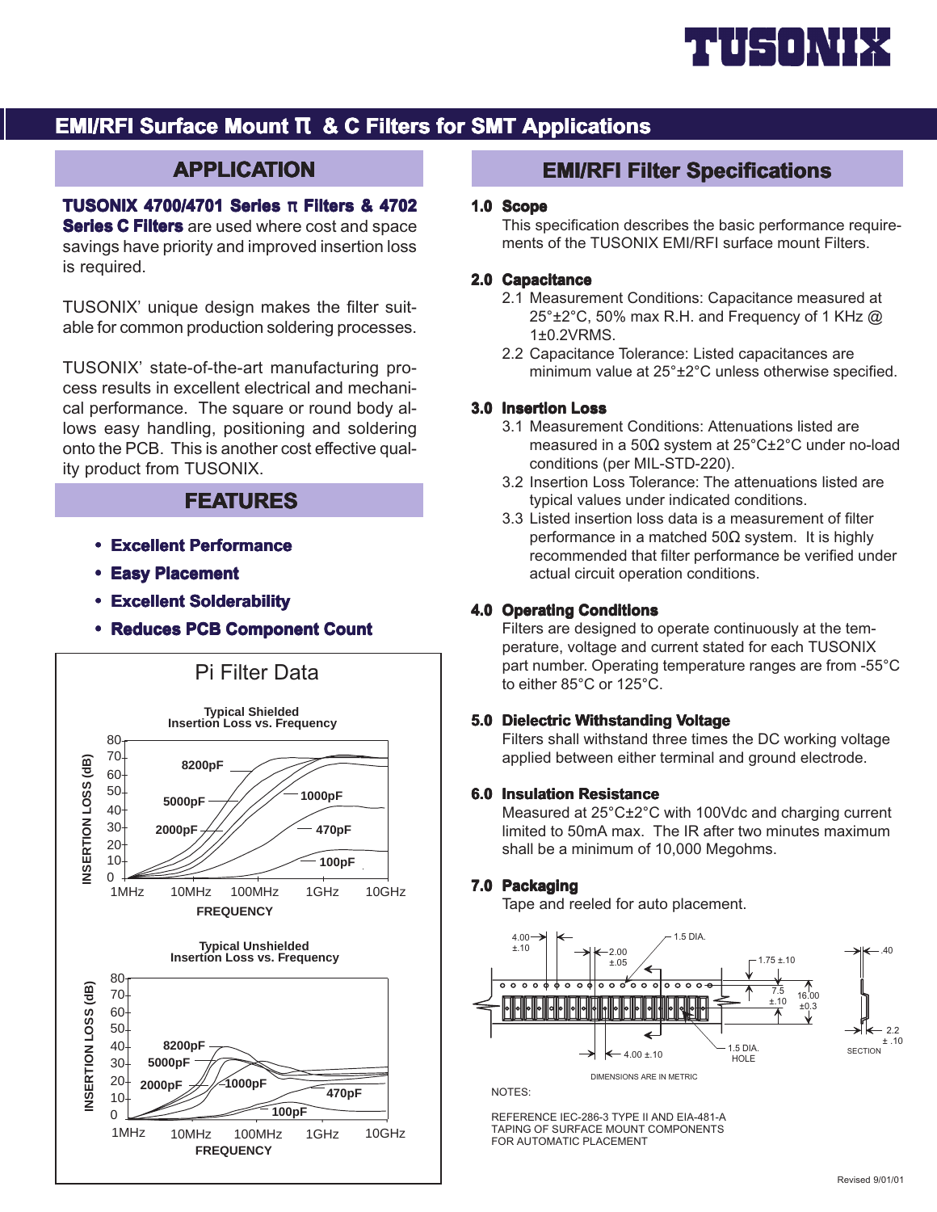TUSONIX

# EMI/RFI Surface Mount Π & C Filters for SMT Applications

## APPLICATION

**TUSONIX 4700/4701 Series π Filters & 4702 Series C Filters** are used where cost and space savings have priority and improved insertion loss is required.

TUSONIX' unique design makes the filter suitable for common production soldering processes.

TUSONIX' state-of-the-art manufacturing process results in excellent electrical and mechanical performance. The square or round body allows easy handling, positioning and soldering onto the PCB. This is another cost effective quality product from TUSONIX.

## FEATURES

- **Excellent Performance**
- **Easy Placement**
- **Excellent Solderability**
- **Reduces PCB Component Count**

### Pi Filter Data

**Typical Shielded Insertion Loss vs. Frequency**

INSERTION LOSS (dB): 0–80; FREQUENCY: 1MHz, 10MHz, 100MHz, 1GHz, 10GHz

Curves: 8200pF, 5000pF, 2000pF, 1000pF, 470pF, 100pF

**Typical Unshielded Insertion Loss vs. Frequency**

INSERTION LOSS (dB): 0–80; FREQUENCY: 1MHz, 10MHz, 100MHz, 1GHz, 10GHz

Curves: 8200pF, 5000pF, 2000pF, 1000pF, 470pF, 100pF

## EMI/RFI Filter Specifications

**1.0 Scope**

This specification describes the basic performance requirements of the TUSONIX EMI/RFI surface mount Filters.

**2.0 Capacitance**

2.1 Measurement Conditions: Capacitance measured at 25°±2°C, 50% max R.H. and Frequency of 1 KHz @ 1±0.2VRMS.

2.2 Capacitance Tolerance: Listed capacitances are minimum value at 25°±2°C unless otherwise specified.

**3.0 Insertion Loss**

3.1 Measurement Conditions: Attenuations listed are measured in a 50Ω system at 25°C±2°C under no-load conditions (per MIL-STD-220).

3.2 Insertion Loss Tolerance: The attenuations listed are typical values under indicated conditions.

3.3 Listed insertion loss data is a measurement of filter performance in a matched 50Ω system. It is highly recommended that filter performance be verified under actual circuit operation conditions.

**4.0 Operating Conditions**

Filters are designed to operate continuously at the temperature, voltage and current stated for each TUSONIX part number. Operating temperature ranges are from -55°C to either 85°C or 125°C.

**5.0 Dielectric Withstanding Voltage**

Filters shall withstand three times the DC working voltage applied between either terminal and ground electrode.

**6.0 Insulation Resistance**

Measured at 25°C±2°C with 100Vdc and charging current limited to 50mA max. The IR after two minutes maximum shall be a minimum of 10,000 Megohms.

**7.0 Packaging**

Tape and reeled for auto placement.

Dimensions: 4.00 ±.10; 2.00 ±.05; 1.5 DIA.; 1.75 ±.10; 7.5 ±.10; 16.00 ±0.3; 4.00 ±.10; 1.5 DIA. HOLE; .40; 2.2 ±.10; SECTION

DIMENSIONS ARE IN METRIC

NOTES:

REFERENCE IEC-286-3 TYPE II AND EIA-481-A TAPING OF SURFACE MOUNT COMPONENTS FOR AUTOMATIC PLACEMENT

Revised 9/01/01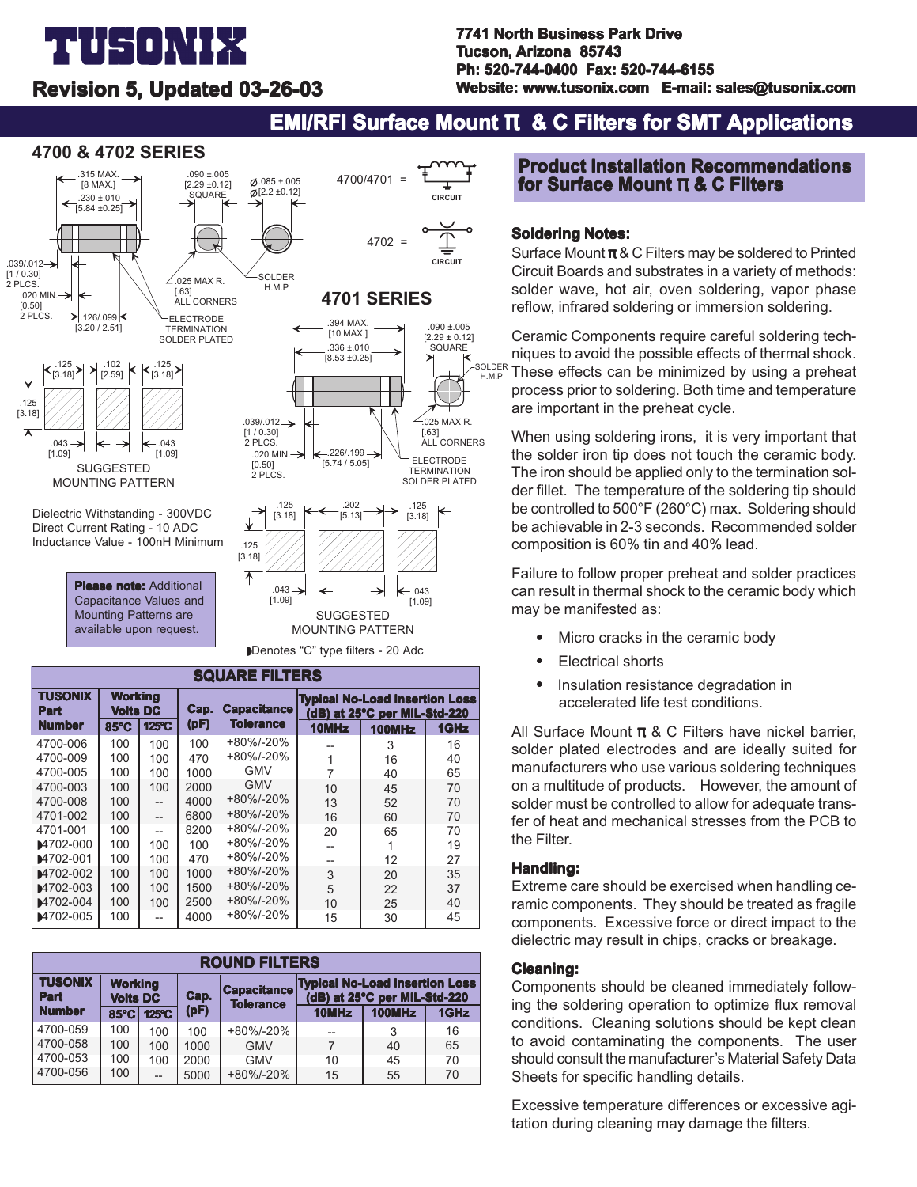# TUSONIX

**Revision 5, Updated 03-26-03**

**7741 North Business Park Drive**
**Tucson, Arizona 85743**
**Ph: 520-744-0400 Fax: 520-744-6155**
**Website: www.tusonix.com E-mail: sales@tusonix.com**

## EMI/RFI Surface Mount π & C Filters for SMT Applications

### 4700 & 4702 SERIES

.315 MAX. [8 MAX.]
.230 ±.010 [5.84 ±0.25]
.090 ±.005 [2.29 ±0.12] SQUARE
Ø.085 ±.005 Ø[2.2 ±0.12]
.039/.012 [1 / 0.30] 2 PLCS.
.020 MIN. [0.50] 2 PLCS.
.126/.099 [3.20 / 2.51]
.025 MAX R. [.63] ALL CORNERS
SOLDER H.M.P
ELECTRODE TERMINATION SOLDER PLATED

4700/4701 = CIRCUIT

4702 = CIRCUIT

.125 [3.18] .102 [2.59] .125 [3.18]
.125 [3.18]
.043 [1.09] .043 [1.09]
SUGGESTED MOUNTING PATTERN

Dielectric Withstanding - 300VDC
Direct Current Rating - 10 ADC
Inductance Value - 100nH Minimum

**Please note:** Additional Capacitance Values and Mounting Patterns are available upon request.

### 4701 SERIES

.394 MAX. [10 MAX.]
.336 ±.010 [8.53 ±0.25]
.090 ±.005 [2.29 ± 0.12] SQUARE
SOLDER H.M.P
.039/.012 [1 / 0.30] 2 PLCS.
.020 MIN. [0.50] 2 PLCS.
.226/.199 [5.74 / 5.05]
.025 MAX R. [.63] ALL CORNERS
ELECTRODE TERMINATION SOLDER PLATED

.125 [3.18] .202 [5.13] .125 [3.18]
.125 [3.18]
.043 [1.09] .043 [1.09]
SUGGESTED MOUNTING PATTERN

◗Denotes "C" type filters - 20 Adc

**SQUARE FILTERS**

| TUSONIX Part Number | Working Volts DC | | Cap. (pF) | Capacitance Tolerance | Typical No-Load Insertion Loss (dB) at 25°C per MIL-Std-220 | | |
|---|---|---|---|---|---|---|---|
| | 85°C | 125°C | | | 10MHz | 100MHz | 1GHz |
| 4700-006 | 100 | 100 | 100 | +80%/-20% | -- | 3 | 16 |
| 4700-009 | 100 | 100 | 470 | +80%/-20% | 1 | 16 | 40 |
| 4700-005 | 100 | 100 | 1000 | GMV | 7 | 40 | 65 |
| 4700-003 | 100 | 100 | 2000 | GMV | 10 | 45 | 70 |
| 4700-008 | 100 | -- | 4000 | +80%/-20% | 13 | 52 | 70 |
| 4701-002 | 100 | -- | 6800 | +80%/-20% | 16 | 60 | 70 |
| 4701-001 | 100 | -- | 8200 | +80%/-20% | 20 | 65 | 70 |
| ◗4702-000 | 100 | 100 | 100 | +80%/-20% | -- | 1 | 19 |
| ◗4702-001 | 100 | 100 | 470 | +80%/-20% | -- | 12 | 27 |
| ◗4702-002 | 100 | 100 | 1000 | +80%/-20% | 3 | 20 | 35 |
| ◗4702-003 | 100 | 100 | 1500 | +80%/-20% | 5 | 22 | 37 |
| ◗4702-004 | 100 | 100 | 2500 | +80%/-20% | 10 | 25 | 40 |
| ◗4702-005 | 100 | -- | 4000 | +80%/-20% | 15 | 30 | 45 |

**ROUND FILTERS**

| TUSONIX Part Number | Working Volts DC | | Cap. (pF) | Capacitance Tolerance | Typical No-Load Insertion Loss (dB) at 25°C per MIL-Std-220 | | |
|---|---|---|---|---|---|---|---|
| | 85°C | 125°C | | | 10MHz | 100MHz | 1GHz |
| 4700-059 | 100 | 100 | 100 | +80%/-20% | -- | 3 | 16 |
| 4700-058 | 100 | 100 | 1000 | GMV | 7 | 40 | 65 |
| 4700-053 | 100 | 100 | 2000 | GMV | 10 | 45 | 70 |
| 4700-056 | 100 | -- | 5000 | +80%/-20% | 15 | 55 | 70 |

## Product Installation Recommendations for Surface Mount π & C Filters

### Soldering Notes:

Surface Mount π & C Filters may be soldered to Printed Circuit Boards and substrates in a variety of methods: solder wave, hot air, oven soldering, vapor phase reflow, infrared soldering or immersion soldering.

Ceramic Components require careful soldering techniques to avoid the possible effects of thermal shock. These effects can be minimized by using a preheat process prior to soldering. Both time and temperature are important in the preheat cycle.

When using soldering irons, it is very important that the solder iron tip does not touch the ceramic body. The iron should be applied only to the termination solder fillet. The temperature of the soldering tip should be controlled to 500°F (260°C) max. Soldering should be achievable in 2-3 seconds. Recommended solder composition is 60% tin and 40% lead.

Failure to follow proper preheat and solder practices can result in thermal shock to the ceramic body which may be manifested as:

- Micro cracks in the ceramic body
- Electrical shorts
- Insulation resistance degradation in accelerated life test conditions.

All Surface Mount π & C Filters have nickel barrier, solder plated electrodes and are ideally suited for manufacturers who use various soldering techniques on a multitude of products. However, the amount of solder must be controlled to allow for adequate transfer of heat and mechanical stresses from the PCB to the Filter.

### Handling:

Extreme care should be exercised when handling ceramic components. They should be treated as fragile components. Excessive force or direct impact to the dielectric may result in chips, cracks or breakage.

### Cleaning:

Components should be cleaned immediately following the soldering operation to optimize flux removal conditions. Cleaning solutions should be kept clean to avoid contaminating the components. The user should consult the manufacturer's Material Safety Data Sheets for specific handling details.

Excessive temperature differences or excessive agitation during cleaning may damage the filters.